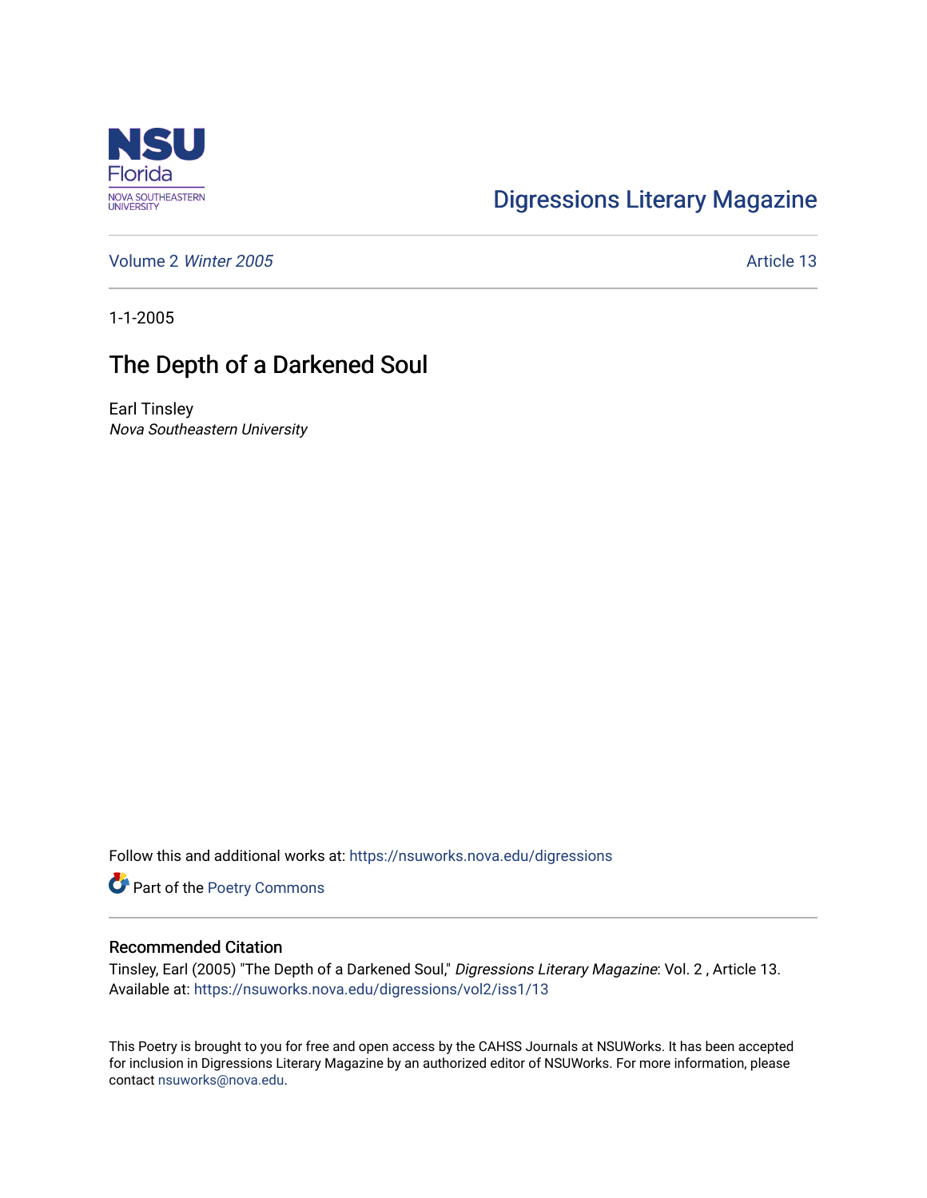Digressions Literary Magazine

Volume 2 *Winter 2005*

Article 13

1-1-2005

# The Depth of a Darkened Soul

Earl Tinsley
*Nova Southeastern University*

Follow this and additional works at: https://nsuworks.nova.edu/digressions

Part of the Poetry Commons

## Recommended Citation

Tinsley, Earl (2005) "The Depth of a Darkened Soul," *Digressions Literary Magazine*: Vol. 2 , Article 13.
Available at: https://nsuworks.nova.edu/digressions/vol2/iss1/13

This Poetry is brought to you for free and open access by the CAHSS Journals at NSUWorks. It has been accepted for inclusion in Digressions Literary Magazine by an authorized editor of NSUWorks. For more information, please contact nsuworks@nova.edu.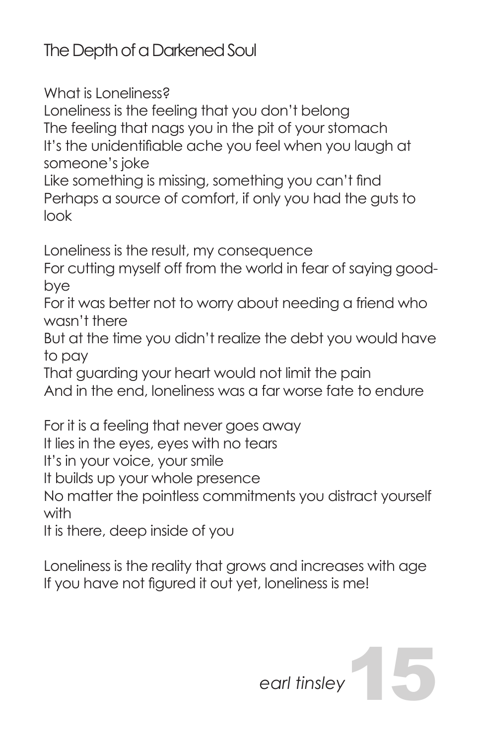# The Depth of a Darkened Soul

What is Loneliness?  
Loneliness is the feeling that you don't belong  
The feeling that nags you in the pit of your stomach  
It's the unidentifiable ache you feel when you laugh at someone's joke  
Like something is missing, something you can't find  
Perhaps a source of comfort, if only you had the guts to look

Loneliness is the result, my consequence  
For cutting myself off from the world in fear of saying good-bye  
For it was better not to worry about needing a friend who wasn't there  
But at the time you didn't realize the debt you would have to pay  
That guarding your heart would not limit the pain  
And in the end, loneliness was a far worse fate to endure

For it is a feeling that never goes away  
It lies in the eyes, eyes with no tears  
It's in your voice, your smile  
It builds up your whole presence  
No matter the pointless commitments you distract yourself with  
It is there, deep inside of you

Loneliness is the reality that grows and increases with age  
If you have not figured it out yet, loneliness is me!